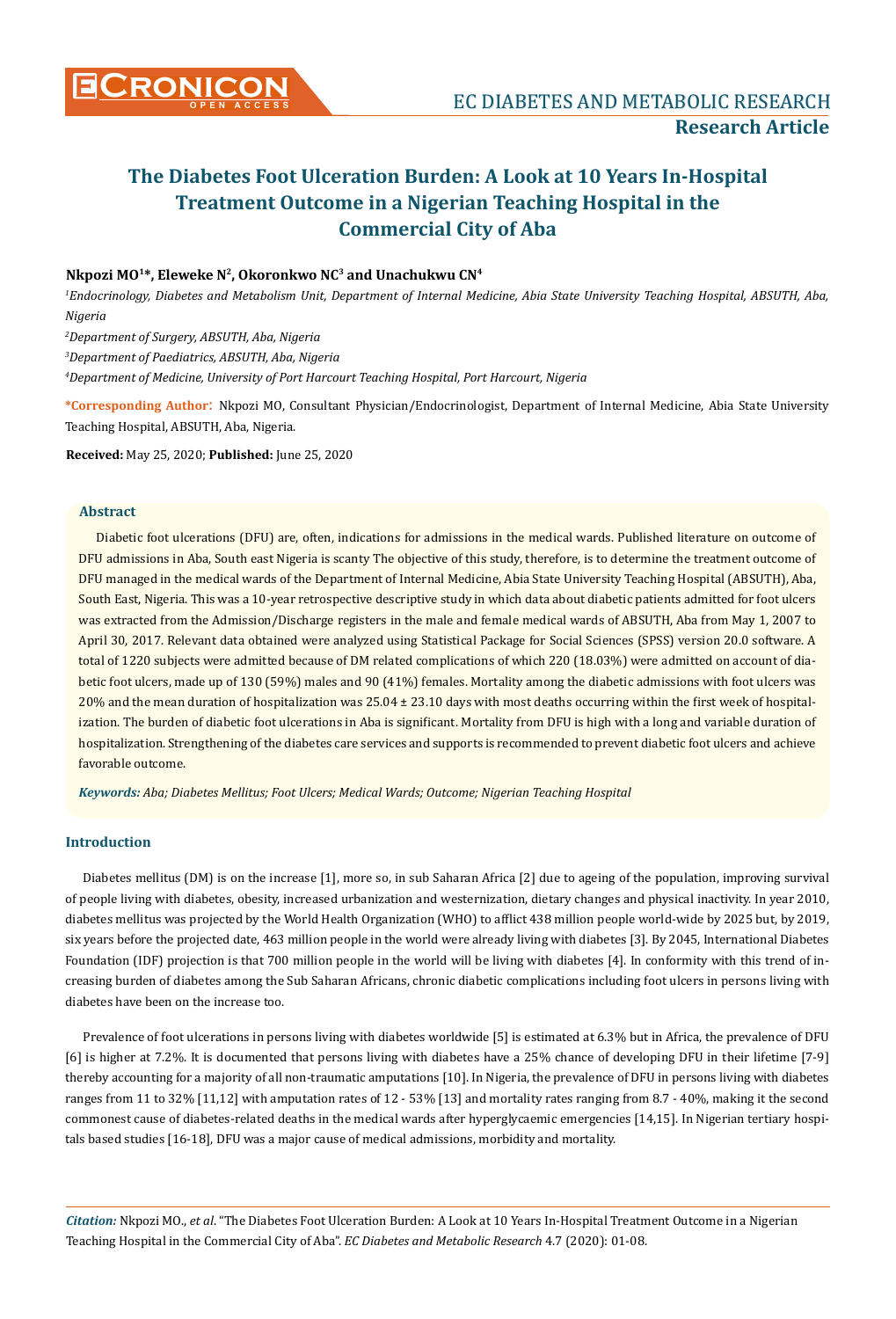# The Diabetes Foot Ulceration Burden: A Look at 10 Years In-Hospital Treatment Outcome in a Nigerian Teaching Hospital in the Commercial City of Aba

**Nkpozi MO[1]*, Eleweke N[2], Okoronkwo NC[3] and Unachukwu CN[4]**

[1]*Endocrinology, Diabetes and Metabolism Unit, Department of Internal Medicine, Abia State University Teaching Hospital, ABSUTH, Aba, Nigeria*

[2]*Department of Surgery, ABSUTH, Aba, Nigeria*

[3]*Department of Paediatrics, ABSUTH, Aba, Nigeria*

[4]*Department of Medicine, University of Port Harcourt Teaching Hospital, Port Harcourt, Nigeria*

**\*Corresponding Author:** Nkpozi MO, Consultant Physician/Endocrinologist, Department of Internal Medicine, Abia State University Teaching Hospital, ABSUTH, Aba, Nigeria.

**Received:** May 25, 2020; **Published:** June 25, 2020

## Abstract

Diabetic foot ulcerations (DFU) are, often, indications for admissions in the medical wards. Published literature on outcome of DFU admissions in Aba, South east Nigeria is scanty The objective of this study, therefore, is to determine the treatment outcome of DFU managed in the medical wards of the Department of Internal Medicine, Abia State University Teaching Hospital (ABSUTH), Aba, South East, Nigeria. This was a 10-year retrospective descriptive study in which data about diabetic patients admitted for foot ulcers was extracted from the Admission/Discharge registers in the male and female medical wards of ABSUTH, Aba from May 1, 2007 to April 30, 2017. Relevant data obtained were analyzed using Statistical Package for Social Sciences (SPSS) version 20.0 software. A total of 1220 subjects were admitted because of DM related complications of which 220 (18.03%) were admitted on account of diabetic foot ulcers, made up of 130 (59%) males and 90 (41%) females. Mortality among the diabetic admissions with foot ulcers was 20% and the mean duration of hospitalization was 25.04 ± 23.10 days with most deaths occurring within the first week of hospitalization. The burden of diabetic foot ulcerations in Aba is significant. Mortality from DFU is high with a long and variable duration of hospitalization. Strengthening of the diabetes care services and supports is recommended to prevent diabetic foot ulcers and achieve favorable outcome.

***Keywords:*** *Aba; Diabetes Mellitus; Foot Ulcers; Medical Wards; Outcome; Nigerian Teaching Hospital*

## Introduction

Diabetes mellitus (DM) is on the increase [1], more so, in sub Saharan Africa [2] due to ageing of the population, improving survival of people living with diabetes, obesity, increased urbanization and westernization, dietary changes and physical inactivity. In year 2010, diabetes mellitus was projected by the World Health Organization (WHO) to afflict 438 million people world-wide by 2025 but, by 2019, six years before the projected date, 463 million people in the world were already living with diabetes [3]. By 2045, International Diabetes Foundation (IDF) projection is that 700 million people in the world will be living with diabetes [4]. In conformity with this trend of increasing burden of diabetes among the Sub Saharan Africans, chronic diabetic complications including foot ulcers in persons living with diabetes have been on the increase too.

Prevalence of foot ulcerations in persons living with diabetes worldwide [5] is estimated at 6.3% but in Africa, the prevalence of DFU [6] is higher at 7.2%. It is documented that persons living with diabetes have a 25% chance of developing DFU in their lifetime [7-9] thereby accounting for a majority of all non-traumatic amputations [10]. In Nigeria, the prevalence of DFU in persons living with diabetes ranges from 11 to 32% [11,12] with amputation rates of 12 - 53% [13] and mortality rates ranging from 8.7 - 40%, making it the second commonest cause of diabetes-related deaths in the medical wards after hyperglycaemic emergencies [14,15]. In Nigerian tertiary hospitals based studies [16-18], DFU was a major cause of medical admissions, morbidity and mortality.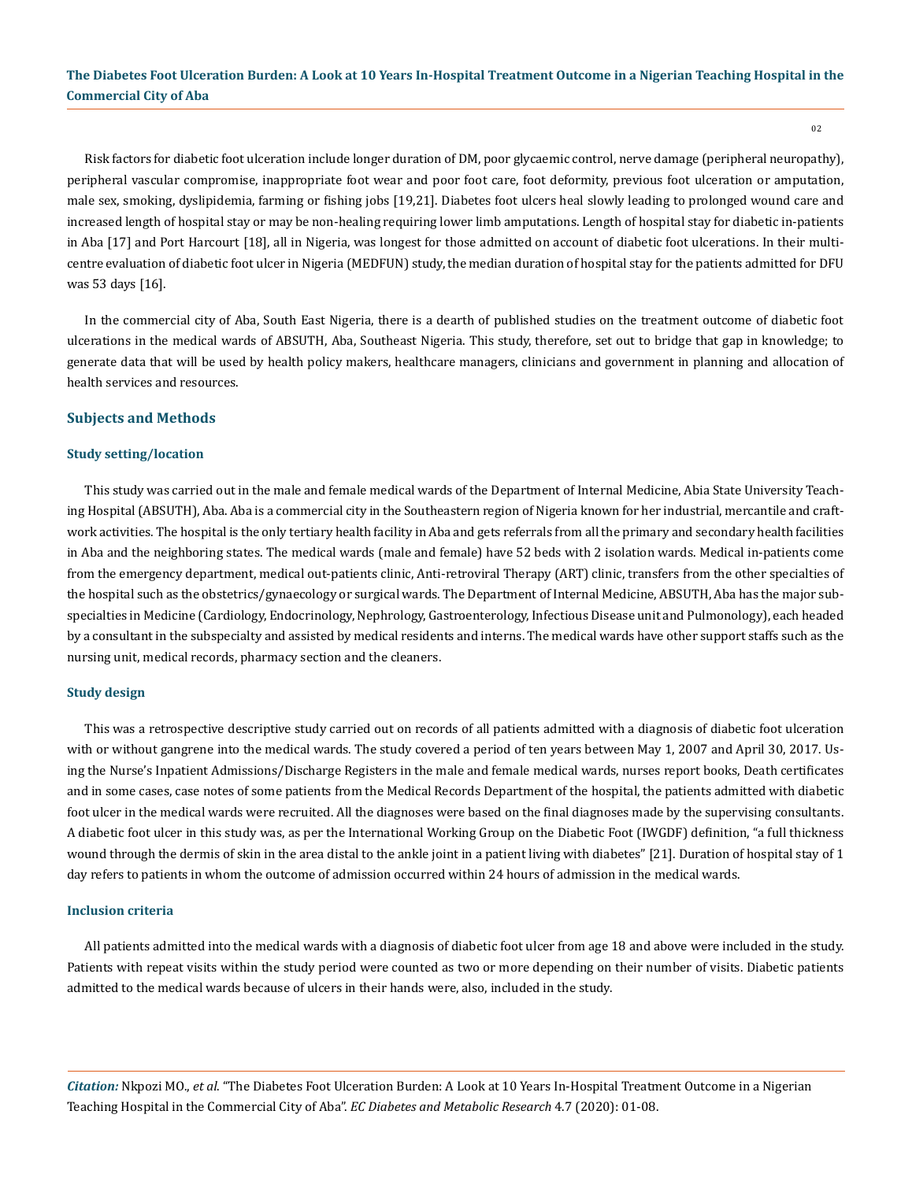Risk factors for diabetic foot ulceration include longer duration of DM, poor glycaemic control, nerve damage (peripheral neuropathy), peripheral vascular compromise, inappropriate foot wear and poor foot care, foot deformity, previous foot ulceration or amputation, male sex, smoking, dyslipidemia, farming or fishing jobs [19,21]. Diabetes foot ulcers heal slowly leading to prolonged wound care and increased length of hospital stay or may be non-healing requiring lower limb amputations. Length of hospital stay for diabetic in-patients in Aba [17] and Port Harcourt [18], all in Nigeria, was longest for those admitted on account of diabetic foot ulcerations. In their multi-centre evaluation of diabetic foot ulcer in Nigeria (MEDFUN) study, the median duration of hospital stay for the patients admitted for DFU was 53 days [16].

In the commercial city of Aba, South East Nigeria, there is a dearth of published studies on the treatment outcome of diabetic foot ulcerations in the medical wards of ABSUTH, Aba, Southeast Nigeria. This study, therefore, set out to bridge that gap in knowledge; to generate data that will be used by health policy makers, healthcare managers, clinicians and government in planning and allocation of health services and resources.

## Subjects and Methods

### Study setting/location

This study was carried out in the male and female medical wards of the Department of Internal Medicine, Abia State University Teaching Hospital (ABSUTH), Aba. Aba is a commercial city in the Southeastern region of Nigeria known for her industrial, mercantile and craft-work activities. The hospital is the only tertiary health facility in Aba and gets referrals from all the primary and secondary health facilities in Aba and the neighboring states. The medical wards (male and female) have 52 beds with 2 isolation wards. Medical in-patients come from the emergency department, medical out-patients clinic, Anti-retroviral Therapy (ART) clinic, transfers from the other specialties of the hospital such as the obstetrics/gynaecology or surgical wards. The Department of Internal Medicine, ABSUTH, Aba has the major subspecialties in Medicine (Cardiology, Endocrinology, Nephrology, Gastroenterology, Infectious Disease unit and Pulmonology), each headed by a consultant in the subspecialty and assisted by medical residents and interns. The medical wards have other support staffs such as the nursing unit, medical records, pharmacy section and the cleaners.

### Study design

This was a retrospective descriptive study carried out on records of all patients admitted with a diagnosis of diabetic foot ulceration with or without gangrene into the medical wards. The study covered a period of ten years between May 1, 2007 and April 30, 2017. Using the Nurse's Inpatient Admissions/Discharge Registers in the male and female medical wards, nurses report books, Death certificates and in some cases, case notes of some patients from the Medical Records Department of the hospital, the patients admitted with diabetic foot ulcer in the medical wards were recruited. All the diagnoses were based on the final diagnoses made by the supervising consultants. A diabetic foot ulcer in this study was, as per the International Working Group on the Diabetic Foot (IWGDF) definition, "a full thickness wound through the dermis of skin in the area distal to the ankle joint in a patient living with diabetes" [21]. Duration of hospital stay of 1 day refers to patients in whom the outcome of admission occurred within 24 hours of admission in the medical wards.

### Inclusion criteria

All patients admitted into the medical wards with a diagnosis of diabetic foot ulcer from age 18 and above were included in the study. Patients with repeat visits within the study period were counted as two or more depending on their number of visits. Diabetic patients admitted to the medical wards because of ulcers in their hands were, also, included in the study.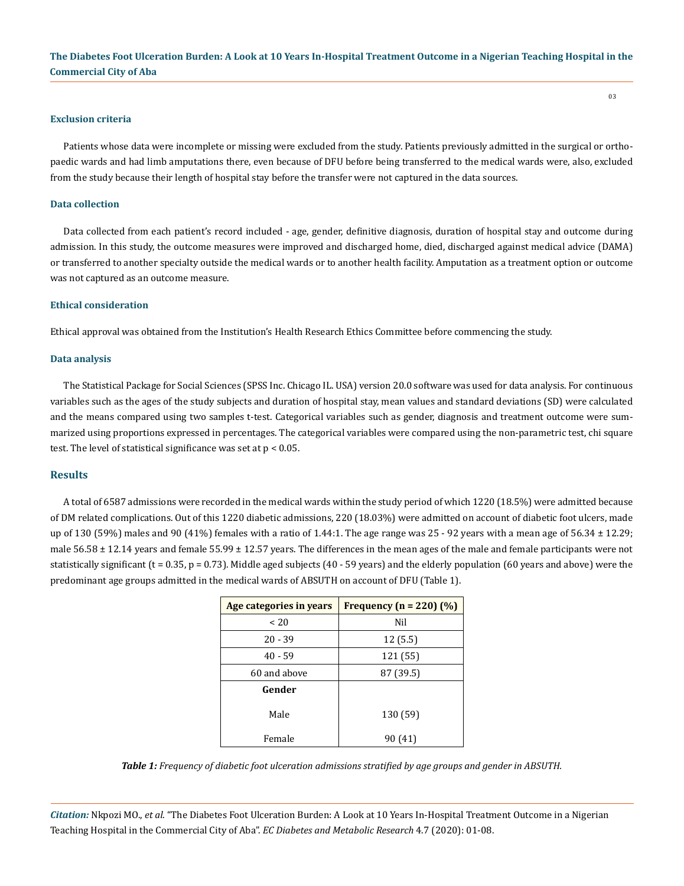### Exclusion criteria

Patients whose data were incomplete or missing were excluded from the study. Patients previously admitted in the surgical or orthopaedic wards and had limb amputations there, even because of DFU before being transferred to the medical wards were, also, excluded from the study because their length of hospital stay before the transfer were not captured in the data sources.

### Data collection

Data collected from each patient's record included - age, gender, definitive diagnosis, duration of hospital stay and outcome during admission. In this study, the outcome measures were improved and discharged home, died, discharged against medical advice (DAMA) or transferred to another specialty outside the medical wards or to another health facility. Amputation as a treatment option or outcome was not captured as an outcome measure.

### Ethical consideration

Ethical approval was obtained from the Institution's Health Research Ethics Committee before commencing the study.

### Data analysis

The Statistical Package for Social Sciences (SPSS Inc. Chicago IL. USA) version 20.0 software was used for data analysis. For continuous variables such as the ages of the study subjects and duration of hospital stay, mean values and standard deviations (SD) were calculated and the means compared using two samples t-test. Categorical variables such as gender, diagnosis and treatment outcome were summarized using proportions expressed in percentages. The categorical variables were compared using the non-parametric test, chi square test. The level of statistical significance was set at $p < 0.05$.

## Results

A total of 6587 admissions were recorded in the medical wards within the study period of which 1220 (18.5%) were admitted because of DM related complications. Out of this 1220 diabetic admissions, 220 (18.03%) were admitted on account of diabetic foot ulcers, made up of 130 (59%) males and 90 (41%) females with a ratio of 1.44:1. The age range was 25 - 92 years with a mean age of 56.34 ± 12.29; male 56.58 ± 12.14 years and female 55.99 ± 12.57 years. The differences in the mean ages of the male and female participants were not statistically significant ($t = 0.35$, $p = 0.73$). Middle aged subjects (40 - 59 years) and the elderly population (60 years and above) were the predominant age groups admitted in the medical wards of ABSUTH on account of DFU (Table 1).

| Age categories in years | Frequency (n = 220) (%) |
|---|---|
| < 20 | Nil |
| 20 - 39 | 12 (5.5) |
| 40 - 59 | 121 (55) |
| 60 and above | 87 (39.5) |
| **Gender** | |
| Male | 130 (59) |
| Female | 90 (41) |

***Table 1:*** *Frequency of diabetic foot ulceration admissions stratified by age groups and gender in ABSUTH.*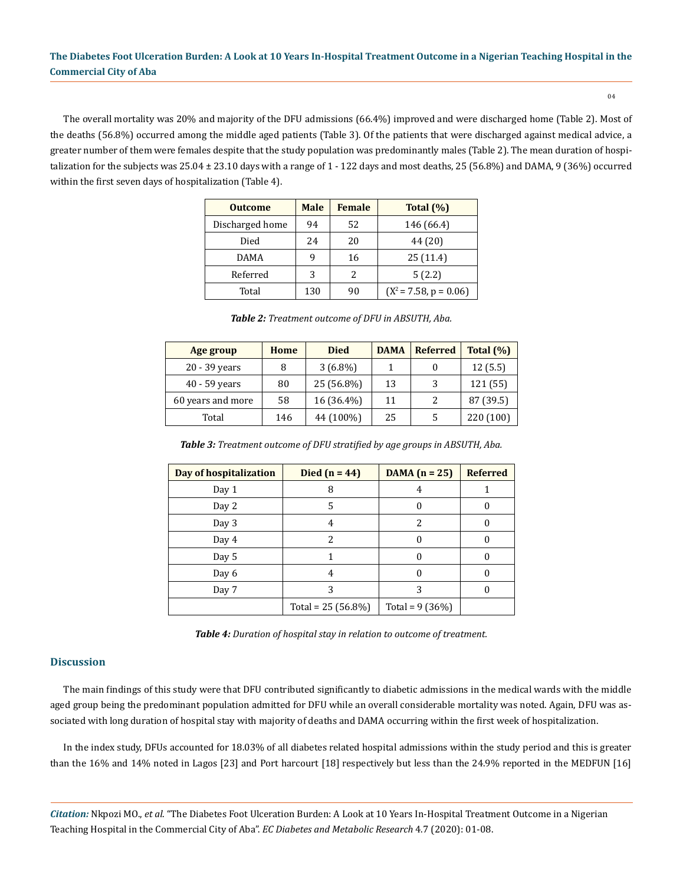The overall mortality was 20% and majority of the DFU admissions (66.4%) improved and were discharged home (Table 2). Most of the deaths (56.8%) occurred among the middle aged patients (Table 3). Of the patients that were discharged against medical advice, a greater number of them were females despite that the study population was predominantly males (Table 2). The mean duration of hospitalization for the subjects was 25.04 ± 23.10 days with a range of 1 - 122 days and most deaths, 25 (56.8%) and DAMA, 9 (36%) occurred within the first seven days of hospitalization (Table 4).

| Outcome | Male | Female | Total (%) |
|---|---|---|---|
| Discharged home | 94 | 52 | 146 (66.4) |
| Died | 24 | 20 | 44 (20) |
| DAMA | 9 | 16 | 25 (11.4) |
| Referred | 3 | 2 | 5 (2.2) |
| Total | 130 | 90 | ($X^2$ = 7.58, p = 0.06) |

***Table 2:*** *Treatment outcome of DFU in ABSUTH, Aba.*

| Age group | Home | Died | DAMA | Referred | Total (%) |
|---|---|---|---|---|---|
| 20 - 39 years | 8 | 3 (6.8%) | 1 | 0 | 12 (5.5) |
| 40 - 59 years | 80 | 25 (56.8%) | 13 | 3 | 121 (55) |
| 60 years and more | 58 | 16 (36.4%) | 11 | 2 | 87 (39.5) |
| Total | 146 | 44 (100%) | 25 | 5 | 220 (100) |

***Table 3:*** *Treatment outcome of DFU stratified by age groups in ABSUTH, Aba.*

| Day of hospitalization | Died (n = 44) | DAMA (n = 25) | Referred |
|---|---|---|---|
| Day 1 | 8 | 4 | 1 |
| Day 2 | 5 | 0 | 0 |
| Day 3 | 4 | 2 | 0 |
| Day 4 | 2 | 0 | 0 |
| Day 5 | 1 | 0 | 0 |
| Day 6 | 4 | 0 | 0 |
| Day 7 | 3 | 3 | 0 |
| | Total = 25 (56.8%) | Total = 9 (36%) | |

***Table 4:*** *Duration of hospital stay in relation to outcome of treatment.*

## Discussion

The main findings of this study were that DFU contributed significantly to diabetic admissions in the medical wards with the middle aged group being the predominant population admitted for DFU while an overall considerable mortality was noted. Again, DFU was associated with long duration of hospital stay with majority of deaths and DAMA occurring within the first week of hospitalization.

In the index study, DFUs accounted for 18.03% of all diabetes related hospital admissions within the study period and this is greater than the 16% and 14% noted in Lagos [23] and Port harcourt [18] respectively but less than the 24.9% reported in the MEDFUN [16]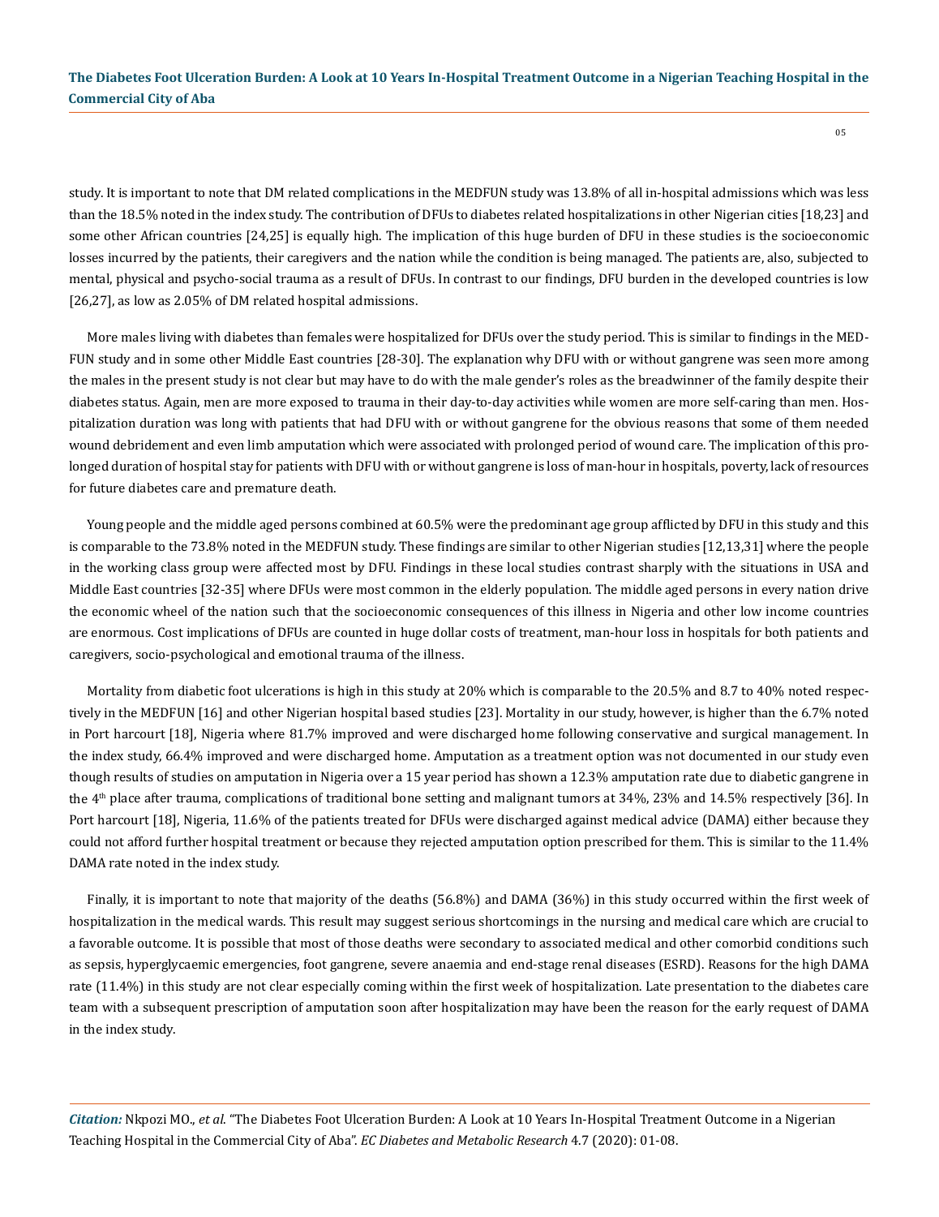study. It is important to note that DM related complications in the MEDFUN study was 13.8% of all in-hospital admissions which was less than the 18.5% noted in the index study. The contribution of DFUs to diabetes related hospitalizations in other Nigerian cities [18,23] and some other African countries [24,25] is equally high. The implication of this huge burden of DFU in these studies is the socioeconomic losses incurred by the patients, their caregivers and the nation while the condition is being managed. The patients are, also, subjected to mental, physical and psycho-social trauma as a result of DFUs. In contrast to our findings, DFU burden in the developed countries is low [26,27], as low as 2.05% of DM related hospital admissions.

More males living with diabetes than females were hospitalized for DFUs over the study period. This is similar to findings in the MEDFUN study and in some other Middle East countries [28-30]. The explanation why DFU with or without gangrene was seen more among the males in the present study is not clear but may have to do with the male gender's roles as the breadwinner of the family despite their diabetes status. Again, men are more exposed to trauma in their day-to-day activities while women are more self-caring than men. Hospitalization duration was long with patients that had DFU with or without gangrene for the obvious reasons that some of them needed wound debridement and even limb amputation which were associated with prolonged period of wound care. The implication of this prolonged duration of hospital stay for patients with DFU with or without gangrene is loss of man-hour in hospitals, poverty, lack of resources for future diabetes care and premature death.

Young people and the middle aged persons combined at 60.5% were the predominant age group afflicted by DFU in this study and this is comparable to the 73.8% noted in the MEDFUN study. These findings are similar to other Nigerian studies [12,13,31] where the people in the working class group were affected most by DFU. Findings in these local studies contrast sharply with the situations in USA and Middle East countries [32-35] where DFUs were most common in the elderly population. The middle aged persons in every nation drive the economic wheel of the nation such that the socioeconomic consequences of this illness in Nigeria and other low income countries are enormous. Cost implications of DFUs are counted in huge dollar costs of treatment, man-hour loss in hospitals for both patients and caregivers, socio-psychological and emotional trauma of the illness.

Mortality from diabetic foot ulcerations is high in this study at 20% which is comparable to the 20.5% and 8.7 to 40% noted respectively in the MEDFUN [16] and other Nigerian hospital based studies [23]. Mortality in our study, however, is higher than the 6.7% noted in Port harcourt [18], Nigeria where 81.7% improved and were discharged home following conservative and surgical management. In the index study, 66.4% improved and were discharged home. Amputation as a treatment option was not documented in our study even though results of studies on amputation in Nigeria over a 15 year period has shown a 12.3% amputation rate due to diabetic gangrene in the 4th place after trauma, complications of traditional bone setting and malignant tumors at 34%, 23% and 14.5% respectively [36]. In Port harcourt [18], Nigeria, 11.6% of the patients treated for DFUs were discharged against medical advice (DAMA) either because they could not afford further hospital treatment or because they rejected amputation option prescribed for them. This is similar to the 11.4% DAMA rate noted in the index study.

Finally, it is important to note that majority of the deaths (56.8%) and DAMA (36%) in this study occurred within the first week of hospitalization in the medical wards. This result may suggest serious shortcomings in the nursing and medical care which are crucial to a favorable outcome. It is possible that most of those deaths were secondary to associated medical and other comorbid conditions such as sepsis, hyperglycaemic emergencies, foot gangrene, severe anaemia and end-stage renal diseases (ESRD). Reasons for the high DAMA rate (11.4%) in this study are not clear especially coming within the first week of hospitalization. Late presentation to the diabetes care team with a subsequent prescription of amputation soon after hospitalization may have been the reason for the early request of DAMA in the index study.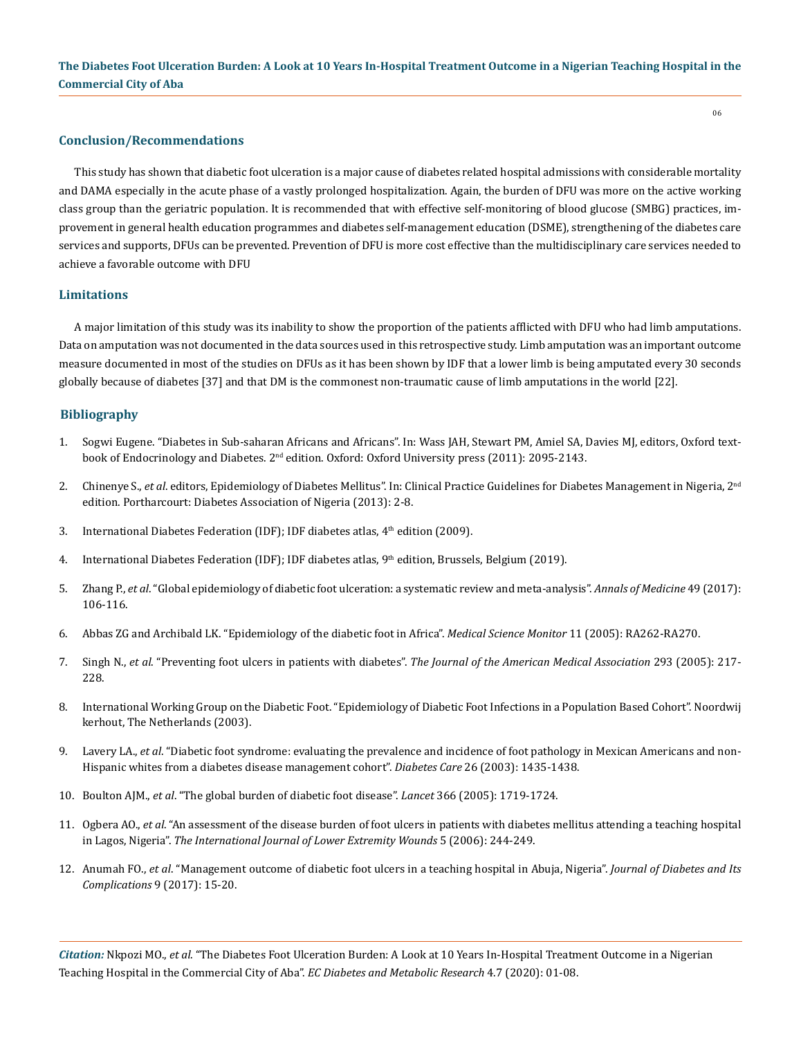## Conclusion/Recommendations

This study has shown that diabetic foot ulceration is a major cause of diabetes related hospital admissions with considerable mortality and DAMA especially in the acute phase of a vastly prolonged hospitalization. Again, the burden of DFU was more on the active working class group than the geriatric population. It is recommended that with effective self-monitoring of blood glucose (SMBG) practices, improvement in general health education programmes and diabetes self-management education (DSME), strengthening of the diabetes care services and supports, DFUs can be prevented. Prevention of DFU is more cost effective than the multidisciplinary care services needed to achieve a favorable outcome with DFU

## Limitations

A major limitation of this study was its inability to show the proportion of the patients afflicted with DFU who had limb amputations. Data on amputation was not documented in the data sources used in this retrospective study. Limb amputation was an important outcome measure documented in most of the studies on DFUs as it has been shown by IDF that a lower limb is being amputated every 30 seconds globally because of diabetes [37] and that DM is the commonest non-traumatic cause of limb amputations in the world [22].

## Bibliography

1. Sogwi Eugene. "Diabetes in Sub-saharan Africans and Africans". In: Wass JAH, Stewart PM, Amiel SA, Davies MJ, editors, Oxford textbook of Endocrinology and Diabetes. 2nd edition. Oxford: Oxford University press (2011): 2095-2143.
2. Chinenye S., *et al*. editors, Epidemiology of Diabetes Mellitus". In: Clinical Practice Guidelines for Diabetes Management in Nigeria, 2nd edition. Portharcourt: Diabetes Association of Nigeria (2013): 2-8.
3. International Diabetes Federation (IDF); IDF diabetes atlas, 4th edition (2009).
4. International Diabetes Federation (IDF); IDF diabetes atlas, 9th edition, Brussels, Belgium (2019).
5. Zhang P., *et al*. "Global epidemiology of diabetic foot ulceration: a systematic review and meta-analysis". *Annals of Medicine* 49 (2017): 106-116.
6. Abbas ZG and Archibald LK. "Epidemiology of the diabetic foot in Africa". *Medical Science Monitor* 11 (2005): RA262-RA270.
7. Singh N., *et al*. "Preventing foot ulcers in patients with diabetes". *The Journal of the American Medical Association* 293 (2005): 217-228.
8. International Working Group on the Diabetic Foot. "Epidemiology of Diabetic Foot Infections in a Population Based Cohort". Noordwij kerhout, The Netherlands (2003).
9. Lavery LA., *et al*. "Diabetic foot syndrome: evaluating the prevalence and incidence of foot pathology in Mexican Americans and non-Hispanic whites from a diabetes disease management cohort". *Diabetes Care* 26 (2003): 1435-1438.
10. Boulton AJM., *et al*. "The global burden of diabetic foot disease". *Lancet* 366 (2005): 1719-1724.
11. Ogbera AO., *et al*. "An assessment of the disease burden of foot ulcers in patients with diabetes mellitus attending a teaching hospital in Lagos, Nigeria". *The International Journal of Lower Extremity Wounds* 5 (2006): 244-249.
12. Anumah FO., *et al*. "Management outcome of diabetic foot ulcers in a teaching hospital in Abuja, Nigeria". *Journal of Diabetes and Its Complications* 9 (2017): 15-20.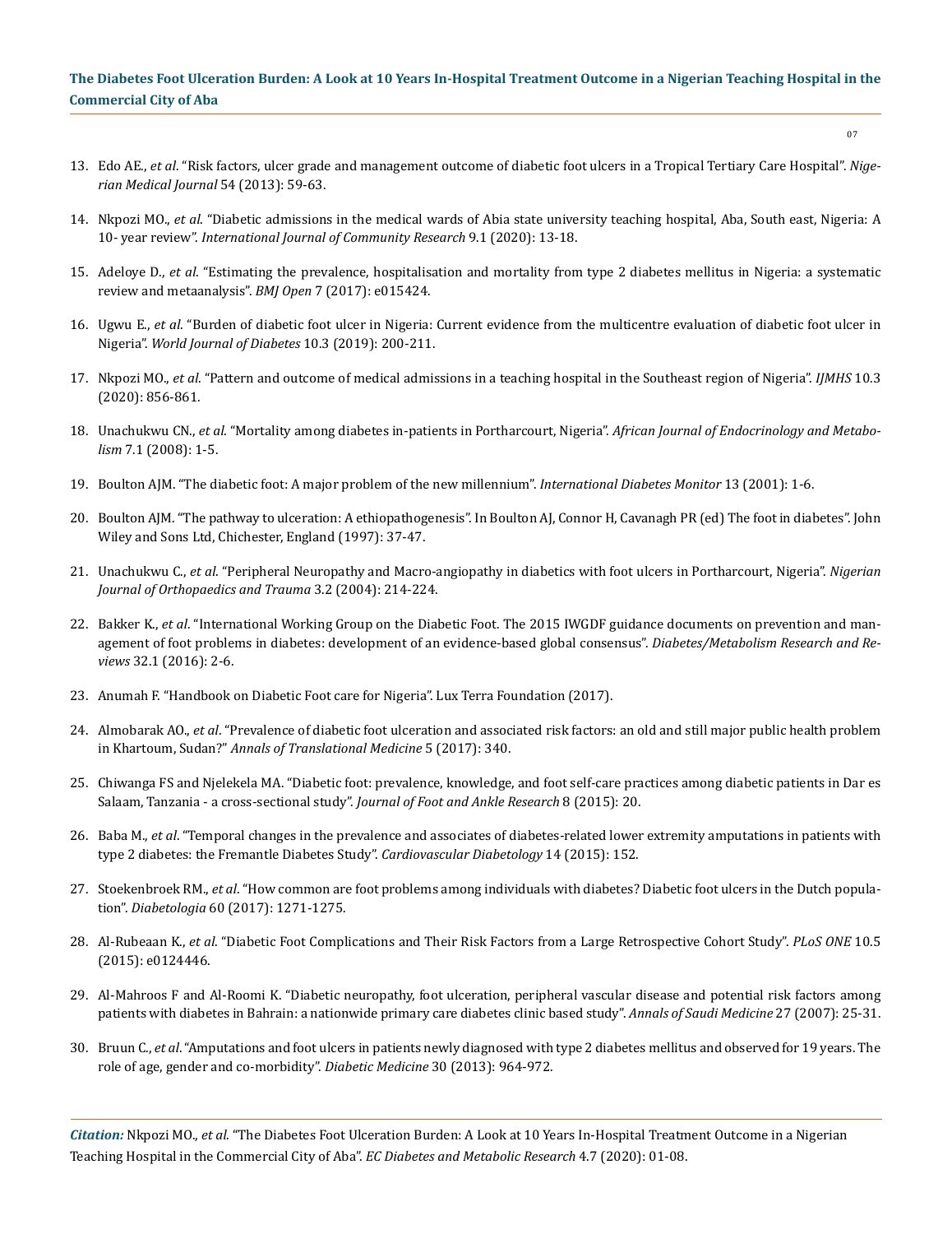13. Edo AE., *et al*. "Risk factors, ulcer grade and management outcome of diabetic foot ulcers in a Tropical Tertiary Care Hospital". *Nigerian Medical Journal* 54 (2013): 59-63.

14. Nkpozi MO., *et al*. "Diabetic admissions in the medical wards of Abia state university teaching hospital, Aba, South east, Nigeria: A 10- year review". *International Journal of Community Research* 9.1 (2020): 13-18.

15. Adeloye D., *et al*. "Estimating the prevalence, hospitalisation and mortality from type 2 diabetes mellitus in Nigeria: a systematic review and metaanalysis". *BMJ Open* 7 (2017): e015424.

16. Ugwu E., *et al*. "Burden of diabetic foot ulcer in Nigeria: Current evidence from the multicentre evaluation of diabetic foot ulcer in Nigeria". *World Journal of Diabetes* 10.3 (2019): 200-211.

17. Nkpozi MO., *et al*. "Pattern and outcome of medical admissions in a teaching hospital in the Southeast region of Nigeria". *IJMHS* 10.3 (2020): 856-861.

18. Unachukwu CN., *et al*. "Mortality among diabetes in-patients in Portharcourt, Nigeria". *African Journal of Endocrinology and Metabolism* 7.1 (2008): 1-5.

19. Boulton AJM. "The diabetic foot: A major problem of the new millennium". *International Diabetes Monitor* 13 (2001): 1-6.

20. Boulton AJM. "The pathway to ulceration: A ethiopathogenesis". In Boulton AJ, Connor H, Cavanagh PR (ed) The foot in diabetes". John Wiley and Sons Ltd, Chichester, England (1997): 37-47.

21. Unachukwu C., *et al*. "Peripheral Neuropathy and Macro-angiopathy in diabetics with foot ulcers in Portharcourt, Nigeria". *Nigerian Journal of Orthopaedics and Trauma* 3.2 (2004): 214-224.

22. Bakker K., *et al*. "International Working Group on the Diabetic Foot. The 2015 IWGDF guidance documents on prevention and management of foot problems in diabetes: development of an evidence-based global consensus". *Diabetes/Metabolism Research and Reviews* 32.1 (2016): 2-6.

23. Anumah F. "Handbook on Diabetic Foot care for Nigeria". Lux Terra Foundation (2017).

24. Almobarak AO., *et al*. "Prevalence of diabetic foot ulceration and associated risk factors: an old and still major public health problem in Khartoum, Sudan?" *Annals of Translational Medicine* 5 (2017): 340.

25. Chiwanga FS and Njelekela MA. "Diabetic foot: prevalence, knowledge, and foot self-care practices among diabetic patients in Dar es Salaam, Tanzania - a cross-sectional study". *Journal of Foot and Ankle Research* 8 (2015): 20.

26. Baba M., *et al*. "Temporal changes in the prevalence and associates of diabetes-related lower extremity amputations in patients with type 2 diabetes: the Fremantle Diabetes Study". *Cardiovascular Diabetology* 14 (2015): 152.

27. Stoekenbroek RM., *et al*. "How common are foot problems among individuals with diabetes? Diabetic foot ulcers in the Dutch population". *Diabetologia* 60 (2017): 1271-1275.

28. Al-Rubeaan K., *et al*. "Diabetic Foot Complications and Their Risk Factors from a Large Retrospective Cohort Study". *PLoS ONE* 10.5 (2015): e0124446.

29. Al-Mahroos F and Al-Roomi K. "Diabetic neuropathy, foot ulceration, peripheral vascular disease and potential risk factors among patients with diabetes in Bahrain: a nationwide primary care diabetes clinic based study". *Annals of Saudi Medicine* 27 (2007): 25-31.

30. Bruun C., *et al*. "Amputations and foot ulcers in patients newly diagnosed with type 2 diabetes mellitus and observed for 19 years. The role of age, gender and co-morbidity". *Diabetic Medicine* 30 (2013): 964-972.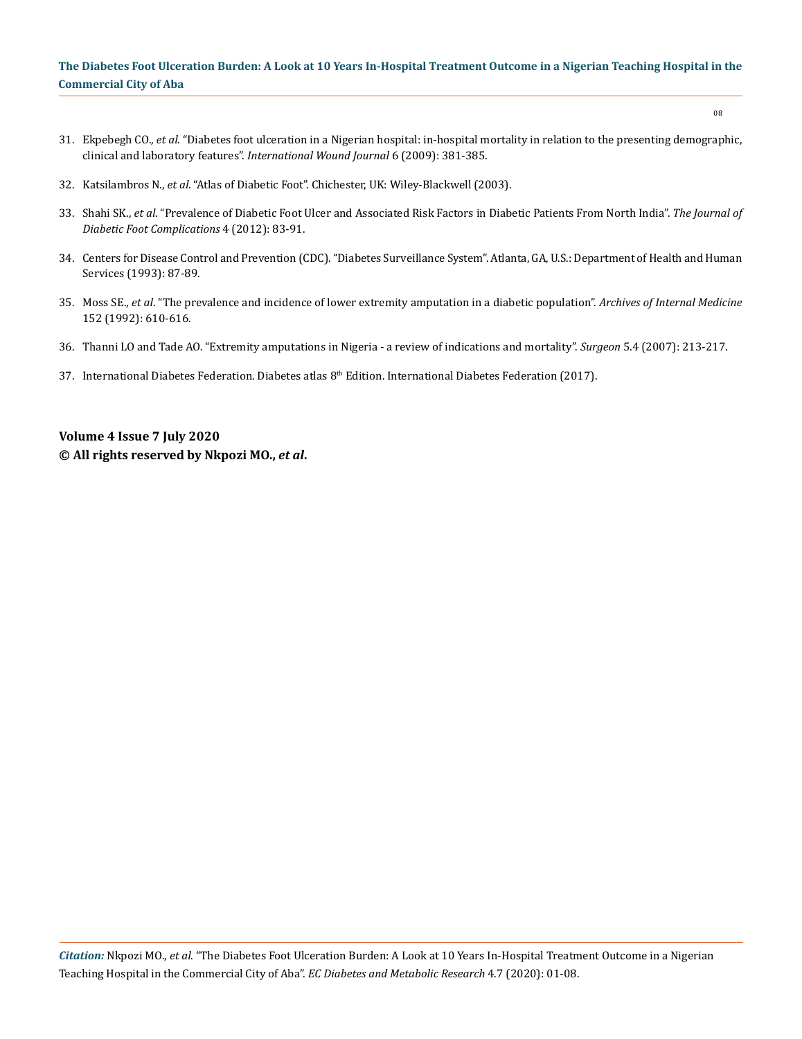31. Ekpebegh CO., *et al*. "Diabetes foot ulceration in a Nigerian hospital: in-hospital mortality in relation to the presenting demographic, clinical and laboratory features". *International Wound Journal* 6 (2009): 381-385.

32. Katsilambros N., *et al*. "Atlas of Diabetic Foot". Chichester, UK: Wiley-Blackwell (2003).

33. Shahi SK., *et al*. "Prevalence of Diabetic Foot Ulcer and Associated Risk Factors in Diabetic Patients From North India". *The Journal of Diabetic Foot Complications* 4 (2012): 83-91.

34. Centers for Disease Control and Prevention (CDC). "Diabetes Surveillance System". Atlanta, GA, U.S.: Department of Health and Human Services (1993): 87-89.

35. Moss SE., *et al*. "The prevalence and incidence of lower extremity amputation in a diabetic population". *Archives of Internal Medicine* 152 (1992): 610-616.

36. Thanni LO and Tade AO. "Extremity amputations in Nigeria - a review of indications and mortality". *Surgeon* 5.4 (2007): 213-217.

37. International Diabetes Federation. Diabetes atlas 8th Edition. International Diabetes Federation (2017).

**Volume 4 Issue 7 July 2020**
**© All rights reserved by Nkpozi MO., *et al*.**